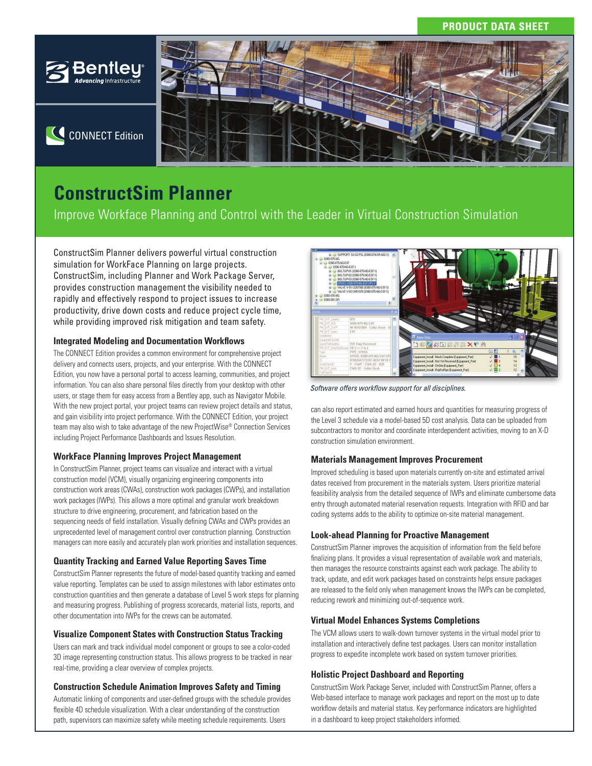PRODUCT DATA SHEET

CONNECT Edition

# ConstructSim Planner

Improve Workface Planning and Control with the Leader in Virtual Construction Simulation

ConstructSim Planner delivers powerful virtual construction simulation for WorkFace Planning on large projects. ConstructSim, including Planner and Work Package Server, provides construction management the visibility needed to rapidly and effectively respond to project issues to increase productivity, drive down costs and reduce project cycle time, while providing improved risk mitigation and team safety.

### Integrated Modeling and Documentation Workflows

The CONNECT Edition provides a common environment for comprehensive project delivery and connects users, projects, and your enterprise. With the CONNECT Edition, you now have a personal portal to access learning, communities, and project information. You can also share personal files directly from your desktop with other users, or stage them for easy access from a Bentley app, such as Navigator Mobile. With the new project portal, your project teams can review project details and status, and gain visibility into project performance. With the CONNECT Edition, your project team may also wish to take advantage of the new ProjectWise® Connection Services including Project Performance Dashboards and Issues Resolution.

### WorkFace Planning Improves Project Management

In ConstructSim Planner, project teams can visualize and interact with a virtual construction model (VCM), visually organizing engineering components into construction work areas (CWAs), construction work packages (CWPs), and installation work packages (IWPs). This allows a more optimal and granular work breakdown structure to drive engineering, procurement, and fabrication based on the sequencing needs of field installation. Visually defining CWAs and CWPs provides an unprecedented level of management control over construction planning. Construction managers can more easily and accurately plan work priorities and installation sequences.

### Quantity Tracking and Earned Value Reporting Saves Time

ConstructSim Planner represents the future of model-based quantity tracking and earned value reporting. Templates can be used to assign milestones with labor estimates onto construction quantities and then generate a database of Level 5 work steps for planning and measuring progress. Publishing of progress scorecards, material lists, reports, and other documentation into IWPs for the crews can be automated.

### Visualize Component States with Construction Status Tracking

Users can mark and track individual model component or groups to see a color-coded 3D image representing construction status. This allows progress to be tracked in near real-time, providing a clear overview of complex projects.

### Construction Schedule Animation Improves Safety and Timing

Automatic linking of components and user-defined groups with the schedule provides flexible 4D schedule visualization. With a clear understanding of the construction path, supervisors can maximize safety while meeting schedule requirements. Users can also report estimated and earned hours and quantities for measuring progress of the Level 3 schedule via a model-based 5D cost analysis. Data can be uploaded from subcontractors to monitor and coordinate interdependent activities, moving to an X-D construction simulation environment.

*Software offers workflow support for all disciplines.*

### Materials Management Improves Procurement

Improved scheduling is based upon materials currently on-site and estimated arrival dates received from procurement in the materials system. Users prioritize material feasibility analysis from the detailed sequence of IWPs and eliminate cumbersome data entry through automated material reservation requests. Integration with RFID and bar coding systems adds to the ability to optimize on-site material management.

### Look-ahead Planning for Proactive Management

ConstructSim Planner improves the acquisition of information from the field before finalizing plans. It provides a visual representation of available work and materials, then manages the resource constraints against each work package. The ability to track, update, and edit work packages based on constraints helps ensure packages are released to the field only when management knows the IWPs can be completed, reducing rework and minimizing out-of-sequence work.

### Virtual Model Enhances Systems Completions

The VCM allows users to walk-down turnover systems in the virtual model prior to installation and interactively define test packages. Users can monitor installation progress to expedite incomplete work based on system turnover priorities.

### Holistic Project Dashboard and Reporting

ConstructSim Work Package Server, included with ConstructSim Planner, offers a Web-based interface to manage work packages and report on the most up to date workflow details and material status. Key performance indicators are highlighted in a dashboard to keep project stakeholders informed.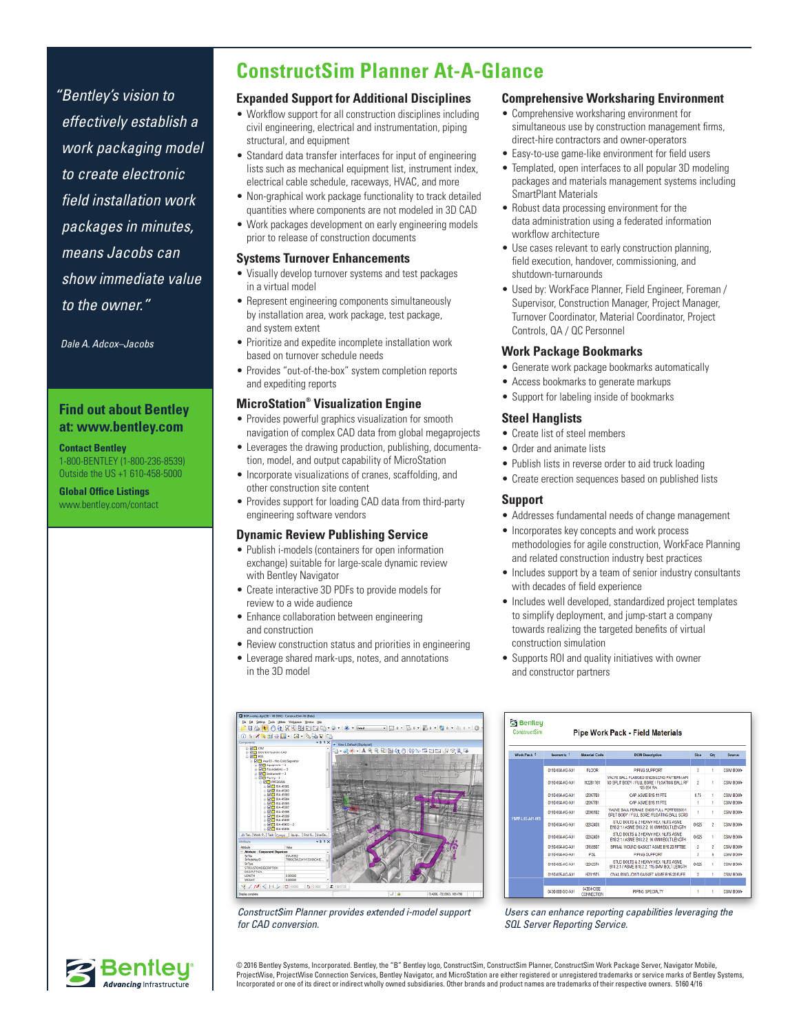> *"Bentley's vision to effectively establish a work packaging model to create electronic field installation work packages in minutes, means Jacobs can show immediate value to the owner."*
>
> *Dale A. Adcox–Jacobs*

**Find out about Bentley at: www.bentley.com**

**Contact Bentley**
1-800-BENTLEY (1-800-236-8539)
Outside the US +1 610-458-5000

**Global Office Listings**
www.bentley.com/contact

# ConstructSim Planner At-A-Glance

## Expanded Support for Additional Disciplines

- Workflow support for all construction disciplines including civil engineering, electrical and instrumentation, piping structural, and equipment
- Standard data transfer interfaces for input of engineering lists such as mechanical equipment list, instrument index, electrical cable schedule, raceways, HVAC, and more
- Non-graphical work package functionality to track detailed quantities where components are not modeled in 3D CAD
- Work packages development on early engineering models prior to release of construction documents

## Systems Turnover Enhancements

- Visually develop turnover systems and test packages in a virtual model
- Represent engineering components simultaneously by installation area, work package, test package, and system extent
- Prioritize and expedite incomplete installation work based on turnover schedule needs
- Provides "out-of-the-box" system completion reports and expediting reports

## MicroStation® Visualization Engine

- Provides powerful graphics visualization for smooth navigation of complex CAD data from global megaprojects
- Leverages the drawing production, publishing, documentation, model, and output capability of MicroStation
- Incorporate visualizations of cranes, scaffolding, and other construction site content
- Provides support for loading CAD data from third-party engineering software vendors

## Dynamic Review Publishing Service

- Publish i-models (containers for open information exchange) suitable for large-scale dynamic review with Bentley Navigator
- Create interactive 3D PDFs to provide models for review to a wide audience
- Enhance collaboration between engineering and construction
- Review construction status and priorities in engineering
- Leverage shared mark-ups, notes, and annotations in the 3D model

## Comprehensive Worksharing Environment

- Comprehensive worksharing environment for simultaneous use by construction management firms, direct-hire contractors and owner-operators
- Easy-to-use game-like environment for field users
- Templated, open interfaces to all popular 3D modeling packages and materials management systems including SmartPlant Materials
- Robust data processing environment for the data administration using a federated information workflow architecture
- Use cases relevant to early construction planning, field execution, handover, commissioning, and shutdown-turnarounds
- Used by: WorkFace Planner, Field Engineer, Foreman / Supervisor, Construction Manager, Project Manager, Turnover Coordinator, Material Coordinator, Project Controls, QA / QC Personnel

## Work Package Bookmarks

- Generate work package bookmarks automatically
- Access bookmarks to generate markups
- Support for labeling inside of bookmarks

## Steel Hanglists

- Create list of steel members
- Order and animate lists
- Publish lists in reverse order to aid truck loading
- Create erection sequences based on published lists

## Support

- Addresses fundamental needs of change management
- Incorporates key concepts and work process methodologies for agile construction, WorkFace Planning and related construction industry best practices
- Includes support by a team of senior industry consultants with decades of field experience
- Includes well developed, standardized project templates to simplify deployment, and jump-start a company towards realizing the targeted benefits of virtual construction simulation
- Supports ROI and quality initiatives with owner and constructor partners

*ConstructSim Planner provides extended i-model support for CAD conversion.*

*Users can enhance reporting capabilities leveraging the SQL Server Reporting Service.*

© 2016 Bentley Systems, Incorporated. Bentley, the "B" Bentley logo, ConstructSim, ConstructSim Planner, ConstructSim Work Package Server, Navigator Mobile, ProjectWise, ProjectWise Connection Services, Bentley Navigator, and MicroStation are either registered or unregistered trademarks or service marks of Bentley Systems, Incorporated or one of its direct or indirect wholly owned subsidiaries. Other brands and product names are trademarks of their respective owners. 5160 4/16